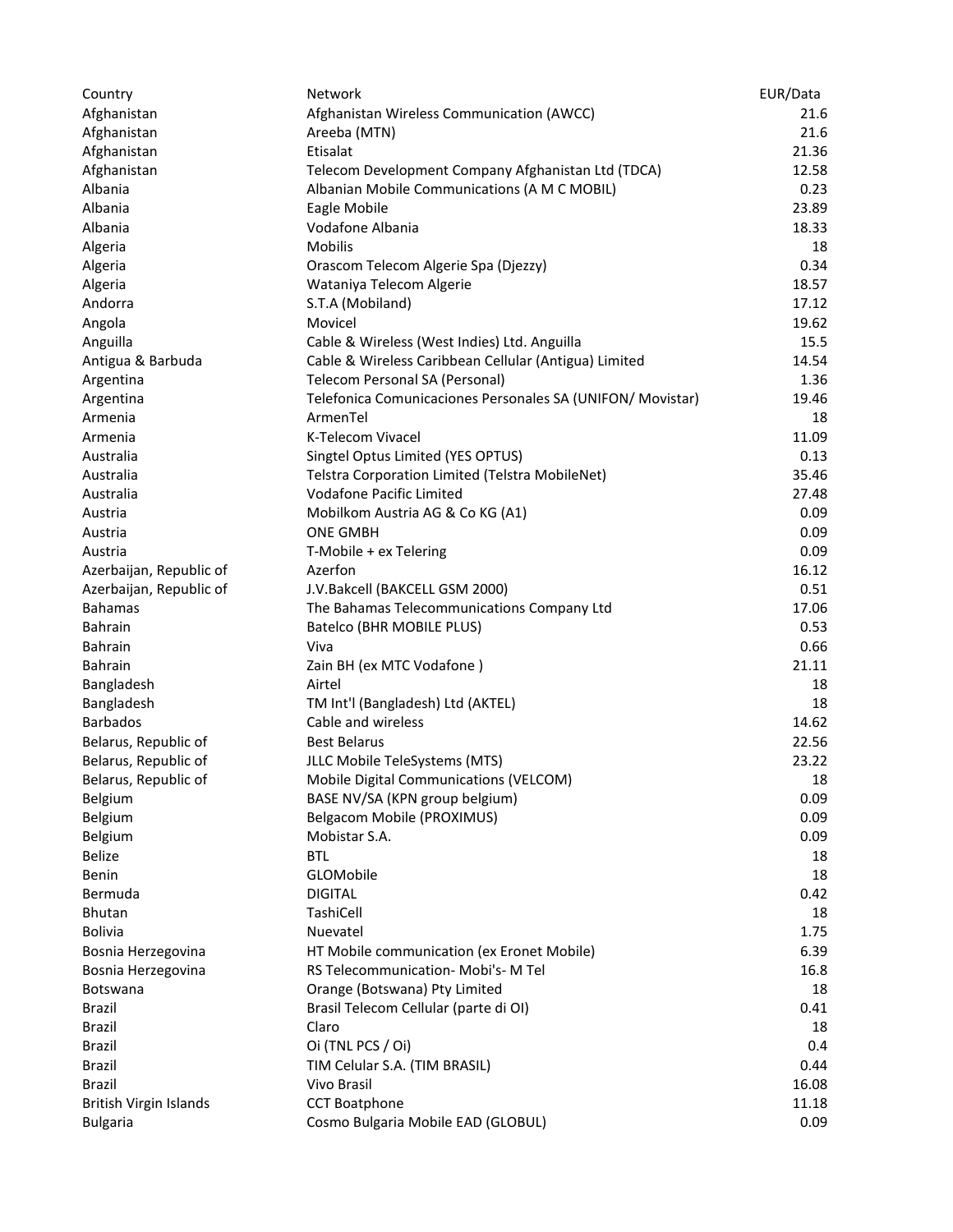| Country | Network | EUR/Data |
|---|---|---|
| Afghanistan | Afghanistan Wireless Communication (AWCC) | 21.6 |
| Afghanistan | Areeba (MTN) | 21.6 |
| Afghanistan | Etisalat | 21.36 |
| Afghanistan | Telecom Development Company Afghanistan Ltd (TDCA) | 12.58 |
| Albania | Albanian Mobile Communications (A M C MOBIL) | 0.23 |
| Albania | Eagle Mobile | 23.89 |
| Albania | Vodafone Albania | 18.33 |
| Algeria | Mobilis | 18 |
| Algeria | Orascom Telecom Algerie Spa (Djezzy) | 0.34 |
| Algeria | Wataniya Telecom Algerie | 18.57 |
| Andorra | S.T.A (Mobiland) | 17.12 |
| Angola | Movicel | 19.62 |
| Anguilla | Cable & Wireless (West Indies) Ltd. Anguilla | 15.5 |
| Antigua & Barbuda | Cable & Wireless Caribbean Cellular (Antigua) Limited | 14.54 |
| Argentina | Telecom Personal SA (Personal) | 1.36 |
| Argentina | Telefonica Comunicaciones Personales SA (UNIFON/ Movistar) | 19.46 |
| Armenia | ArmenTel | 18 |
| Armenia | K-Telecom Vivacel | 11.09 |
| Australia | Singtel Optus Limited (YES OPTUS) | 0.13 |
| Australia | Telstra Corporation Limited (Telstra MobileNet) | 35.46 |
| Australia | Vodafone Pacific Limited | 27.48 |
| Austria | Mobilkom Austria AG & Co KG (A1) | 0.09 |
| Austria | ONE GMBH | 0.09 |
| Austria | T-Mobile + ex Telering | 0.09 |
| Azerbaijan, Republic of | Azerfon | 16.12 |
| Azerbaijan, Republic of | J.V.Bakcell (BAKCELL GSM 2000) | 0.51 |
| Bahamas | The Bahamas Telecommunications Company Ltd | 17.06 |
| Bahrain | Batelco (BHR MOBILE PLUS) | 0.53 |
| Bahrain | Viva | 0.66 |
| Bahrain | Zain BH (ex MTC Vodafone ) | 21.11 |
| Bangladesh | Airtel | 18 |
| Bangladesh | TM Int'l (Bangladesh) Ltd (AKTEL) | 18 |
| Barbados | Cable and wireless | 14.62 |
| Belarus, Republic of | Best Belarus | 22.56 |
| Belarus, Republic of | JLLC Mobile TeleSystems (MTS) | 23.22 |
| Belarus, Republic of | Mobile Digital Communications (VELCOM) | 18 |
| Belgium | BASE NV/SA (KPN group belgium) | 0.09 |
| Belgium | Belgacom Mobile (PROXIMUS) | 0.09 |
| Belgium | Mobistar S.A. | 0.09 |
| Belize | BTL | 18 |
| Benin | GLOMobile | 18 |
| Bermuda | DIGITAL | 0.42 |
| Bhutan | TashiCell | 18 |
| Bolivia | Nuevatel | 1.75 |
| Bosnia Herzegovina | HT Mobile communication (ex Eronet Mobile) | 6.39 |
| Bosnia Herzegovina | RS Telecommunication- Mobi's- M Tel | 16.8 |
| Botswana | Orange (Botswana) Pty Limited | 18 |
| Brazil | Brasil Telecom Cellular (parte di OI) | 0.41 |
| Brazil | Claro | 18 |
| Brazil | Oi (TNL PCS / Oi) | 0.4 |
| Brazil | TIM Celular S.A. (TIM BRASIL) | 0.44 |
| Brazil | Vivo Brasil | 16.08 |
| British Virgin Islands | CCT Boatphone | 11.18 |
| Bulgaria | Cosmo Bulgaria Mobile EAD (GLOBUL) | 0.09 |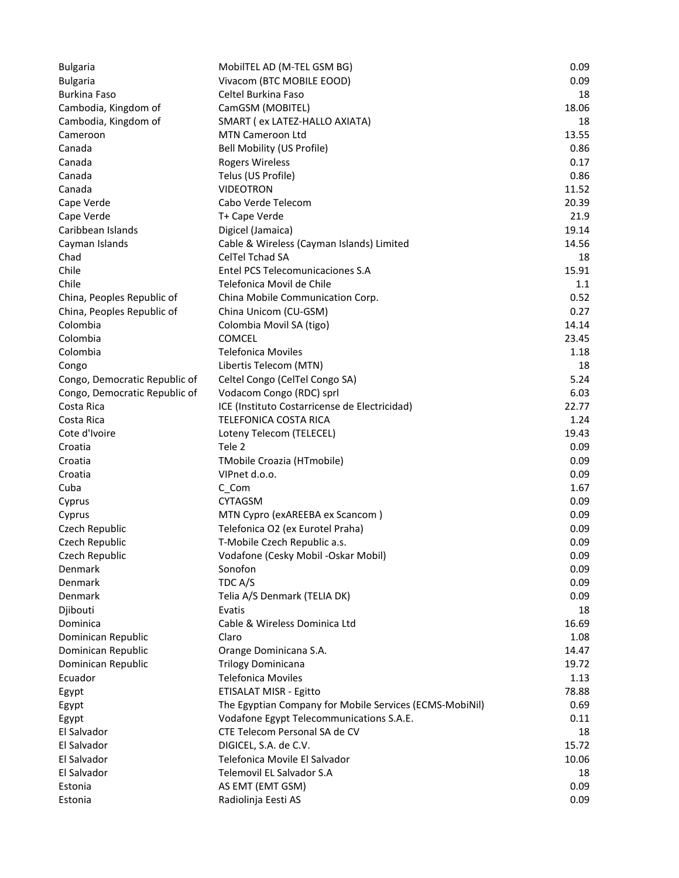| | | |
|---|---|---|
| Bulgaria | MobilTEL AD (M-TEL GSM BG) | 0.09 |
| Bulgaria | Vivacom (BTC MOBILE EOOD) | 0.09 |
| Burkina Faso | Celtel Burkina Faso | 18 |
| Cambodia, Kingdom of | CamGSM (MOBITEL) | 18.06 |
| Cambodia, Kingdom of | SMART ( ex LATEZ-HALLO AXIATA) | 18 |
| Cameroon | MTN Cameroon Ltd | 13.55 |
| Canada | Bell Mobility (US Profile) | 0.86 |
| Canada | Rogers Wireless | 0.17 |
| Canada | Telus (US Profile) | 0.86 |
| Canada | VIDEOTRON | 11.52 |
| Cape Verde | Cabo Verde Telecom | 20.39 |
| Cape Verde | T+ Cape Verde | 21.9 |
| Caribbean Islands | Digicel (Jamaica) | 19.14 |
| Cayman Islands | Cable & Wireless (Cayman Islands) Limited | 14.56 |
| Chad | CelTel Tchad SA | 18 |
| Chile | Entel PCS Telecomunicaciones S.A | 15.91 |
| Chile | Telefonica Movil de Chile | 1.1 |
| China, Peoples Republic of | China Mobile Communication Corp. | 0.52 |
| China, Peoples Republic of | China Unicom (CU-GSM) | 0.27 |
| Colombia | Colombia Movil SA (tigo) | 14.14 |
| Colombia | COMCEL | 23.45 |
| Colombia | Telefonica Moviles | 1.18 |
| Congo | Libertis Telecom (MTN) | 18 |
| Congo, Democratic Republic of | Celtel Congo (CelTel Congo SA) | 5.24 |
| Congo, Democratic Republic of | Vodacom Congo (RDC) sprl | 6.03 |
| Costa Rica | ICE (Instituto Costarricense de Electricidad) | 22.77 |
| Costa Rica | TELEFONICA COSTA RICA | 1.24 |
| Cote d'Ivoire | Loteny Telecom (TELECEL) | 19.43 |
| Croatia | Tele 2 | 0.09 |
| Croatia | TMobile Croazia (HTmobile) | 0.09 |
| Croatia | VIPnet d.o.o. | 0.09 |
| Cuba | C_Com | 1.67 |
| Cyprus | CYTAGSM | 0.09 |
| Cyprus | MTN Cypro (exAREEBA ex Scancom ) | 0.09 |
| Czech Republic | Telefonica O2 (ex Eurotel Praha) | 0.09 |
| Czech Republic | T-Mobile Czech Republic a.s. | 0.09 |
| Czech Republic | Vodafone (Cesky Mobil -Oskar Mobil) | 0.09 |
| Denmark | Sonofon | 0.09 |
| Denmark | TDC A/S | 0.09 |
| Denmark | Telia A/S Denmark (TELIA DK) | 0.09 |
| Djibouti | Evatis | 18 |
| Dominica | Cable & Wireless Dominica Ltd | 16.69 |
| Dominican Republic | Claro | 1.08 |
| Dominican Republic | Orange Dominicana S.A. | 14.47 |
| Dominican Republic | Trilogy Dominicana | 19.72 |
| Ecuador | Telefonica Moviles | 1.13 |
| Egypt | ETISALAT MISR - Egitto | 78.88 |
| Egypt | The Egyptian Company for Mobile Services (ECMS-MobiNil) | 0.69 |
| Egypt | Vodafone Egypt Telecommunications S.A.E. | 0.11 |
| El Salvador | CTE Telecom Personal SA de CV | 18 |
| El Salvador | DIGICEL, S.A. de C.V. | 15.72 |
| El Salvador | Telefonica Movile El Salvador | 10.06 |
| El Salvador | Telemovil EL Salvador S.A | 18 |
| Estonia | AS EMT (EMT GSM) | 0.09 |
| Estonia | Radiolinja Eesti AS | 0.09 |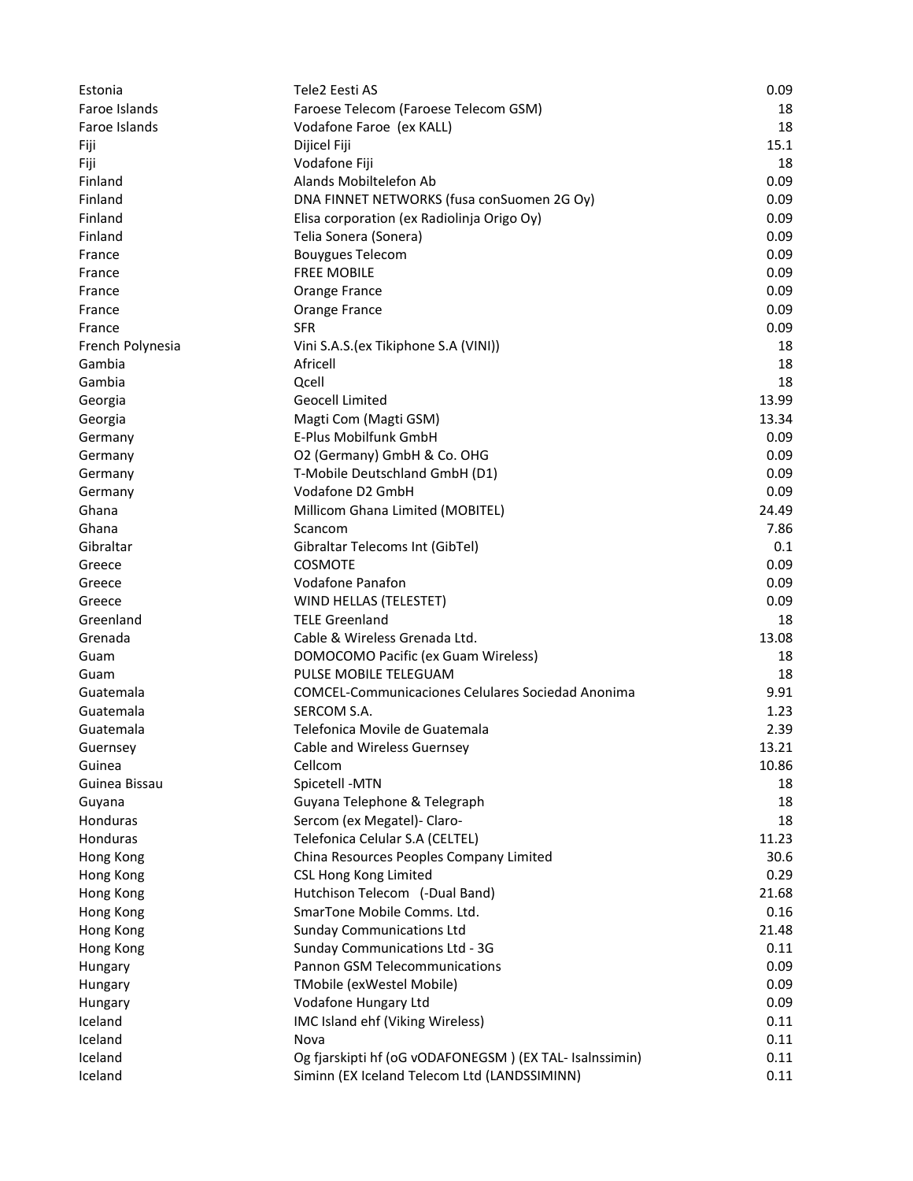| | | |
|---|---|---|
| Estonia | Tele2 Eesti AS | 0.09 |
| Faroe Islands | Faroese Telecom (Faroese Telecom GSM) | 18 |
| Faroe Islands | Vodafone Faroe (ex KALL) | 18 |
| Fiji | Dijicel Fiji | 15.1 |
| Fiji | Vodafone Fiji | 18 |
| Finland | Alands Mobiltelefon Ab | 0.09 |
| Finland | DNA FINNET NETWORKS (fusa conSuomen 2G Oy) | 0.09 |
| Finland | Elisa corporation (ex Radiolinja Origo Oy) | 0.09 |
| Finland | Telia Sonera (Sonera) | 0.09 |
| France | Bouygues Telecom | 0.09 |
| France | FREE MOBILE | 0.09 |
| France | Orange France | 0.09 |
| France | Orange France | 0.09 |
| France | SFR | 0.09 |
| French Polynesia | Vini S.A.S.(ex Tikiphone S.A (VINI)) | 18 |
| Gambia | Africell | 18 |
| Gambia | Qcell | 18 |
| Georgia | Geocell Limited | 13.99 |
| Georgia | Magti Com (Magti GSM) | 13.34 |
| Germany | E-Plus Mobilfunk GmbH | 0.09 |
| Germany | O2 (Germany) GmbH & Co. OHG | 0.09 |
| Germany | T-Mobile Deutschland GmbH (D1) | 0.09 |
| Germany | Vodafone D2 GmbH | 0.09 |
| Ghana | Millicom Ghana Limited (MOBITEL) | 24.49 |
| Ghana | Scancom | 7.86 |
| Gibraltar | Gibraltar Telecoms Int (GibTel) | 0.1 |
| Greece | COSMOTE | 0.09 |
| Greece | Vodafone Panafon | 0.09 |
| Greece | WIND HELLAS (TELESTET) | 0.09 |
| Greenland | TELE Greenland | 18 |
| Grenada | Cable & Wireless Grenada Ltd. | 13.08 |
| Guam | DOMOCOMO Pacific (ex Guam Wireless) | 18 |
| Guam | PULSE MOBILE TELEGUAM | 18 |
| Guatemala | COMCEL-Communicaciones Celulares Sociedad Anonima | 9.91 |
| Guatemala | SERCOM S.A. | 1.23 |
| Guatemala | Telefonica Movile de Guatemala | 2.39 |
| Guernsey | Cable and Wireless Guernsey | 13.21 |
| Guinea | Cellcom | 10.86 |
| Guinea Bissau | Spicetell -MTN | 18 |
| Guyana | Guyana Telephone & Telegraph | 18 |
| Honduras | Sercom (ex Megatel)- Claro- | 18 |
| Honduras | Telefonica Celular S.A (CELTEL) | 11.23 |
| Hong Kong | China Resources Peoples Company Limited | 30.6 |
| Hong Kong | CSL Hong Kong Limited | 0.29 |
| Hong Kong | Hutchison Telecom (-Dual Band) | 21.68 |
| Hong Kong | SmarTone Mobile Comms. Ltd. | 0.16 |
| Hong Kong | Sunday Communications Ltd | 21.48 |
| Hong Kong | Sunday Communications Ltd - 3G | 0.11 |
| Hungary | Pannon GSM Telecommunications | 0.09 |
| Hungary | TMobile (exWestel Mobile) | 0.09 |
| Hungary | Vodafone Hungary Ltd | 0.09 |
| Iceland | IMC Island ehf (Viking Wireless) | 0.11 |
| Iceland | Nova | 0.11 |
| Iceland | Og fjarskipti hf (oG vODAFONEGSM ) (EX TAL- Isalnssimin) | 0.11 |
| Iceland | Siminn (EX Iceland Telecom Ltd (LANDSSIMINN) | 0.11 |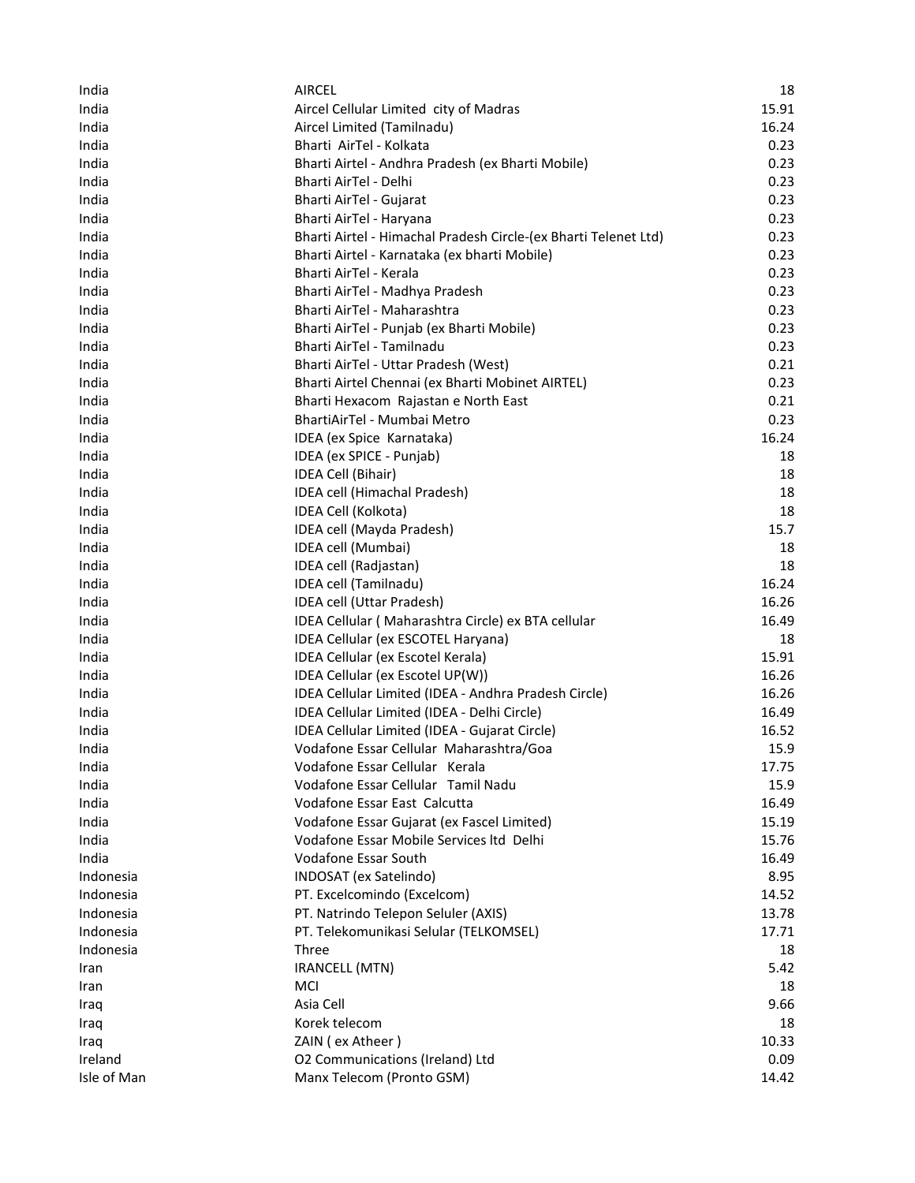| | | |
|---|---|---|
| India | AIRCEL | 18 |
| India | Aircel Cellular Limited city of Madras | 15.91 |
| India | Aircel Limited (Tamilnadu) | 16.24 |
| India | Bharti AirTel - Kolkata | 0.23 |
| India | Bharti Airtel - Andhra Pradesh (ex Bharti Mobile) | 0.23 |
| India | Bharti AirTel - Delhi | 0.23 |
| India | Bharti AirTel - Gujarat | 0.23 |
| India | Bharti AirTel - Haryana | 0.23 |
| India | Bharti Airtel - Himachal Pradesh Circle-(ex Bharti Telenet Ltd) | 0.23 |
| India | Bharti Airtel - Karnataka (ex bharti Mobile) | 0.23 |
| India | Bharti AirTel - Kerala | 0.23 |
| India | Bharti AirTel - Madhya Pradesh | 0.23 |
| India | Bharti AirTel - Maharashtra | 0.23 |
| India | Bharti AirTel - Punjab (ex Bharti Mobile) | 0.23 |
| India | Bharti AirTel - Tamilnadu | 0.23 |
| India | Bharti AirTel - Uttar Pradesh (West) | 0.21 |
| India | Bharti Airtel Chennai (ex Bharti Mobinet AIRTEL) | 0.23 |
| India | Bharti Hexacom Rajastan e North East | 0.21 |
| India | BhartiAirTel - Mumbai Metro | 0.23 |
| India | IDEA (ex Spice Karnataka) | 16.24 |
| India | IDEA (ex SPICE - Punjab) | 18 |
| India | IDEA Cell (Bihair) | 18 |
| India | IDEA cell (Himachal Pradesh) | 18 |
| India | IDEA Cell (Kolkota) | 18 |
| India | IDEA cell (Mayda Pradesh) | 15.7 |
| India | IDEA cell (Mumbai) | 18 |
| India | IDEA cell (Radjastan) | 18 |
| India | IDEA cell (Tamilnadu) | 16.24 |
| India | IDEA cell (Uttar Pradesh) | 16.26 |
| India | IDEA Cellular ( Maharashtra Circle) ex BTA cellular | 16.49 |
| India | IDEA Cellular (ex ESCOTEL Haryana) | 18 |
| India | IDEA Cellular (ex Escotel Kerala) | 15.91 |
| India | IDEA Cellular (ex Escotel UP(W)) | 16.26 |
| India | IDEA Cellular Limited (IDEA - Andhra Pradesh Circle) | 16.26 |
| India | IDEA Cellular Limited (IDEA - Delhi Circle) | 16.49 |
| India | IDEA Cellular Limited (IDEA - Gujarat Circle) | 16.52 |
| India | Vodafone Essar Cellular Maharashtra/Goa | 15.9 |
| India | Vodafone Essar Cellular Kerala | 17.75 |
| India | Vodafone Essar Cellular Tamil Nadu | 15.9 |
| India | Vodafone Essar East Calcutta | 16.49 |
| India | Vodafone Essar Gujarat (ex Fascel Limited) | 15.19 |
| India | Vodafone Essar Mobile Services ltd Delhi | 15.76 |
| India | Vodafone Essar South | 16.49 |
| Indonesia | INDOSAT (ex Satelindo) | 8.95 |
| Indonesia | PT. Excelcomindo (Excelcom) | 14.52 |
| Indonesia | PT. Natrindo Telepon Seluler (AXIS) | 13.78 |
| Indonesia | PT. Telekomunikasi Selular (TELKOMSEL) | 17.71 |
| Indonesia | Three | 18 |
| Iran | IRANCELL (MTN) | 5.42 |
| Iran | MCI | 18 |
| Iraq | Asia Cell | 9.66 |
| Iraq | Korek telecom | 18 |
| Iraq | ZAIN ( ex Atheer ) | 10.33 |
| Ireland | O2 Communications (Ireland) Ltd | 0.09 |
| Isle of Man | Manx Telecom (Pronto GSM) | 14.42 |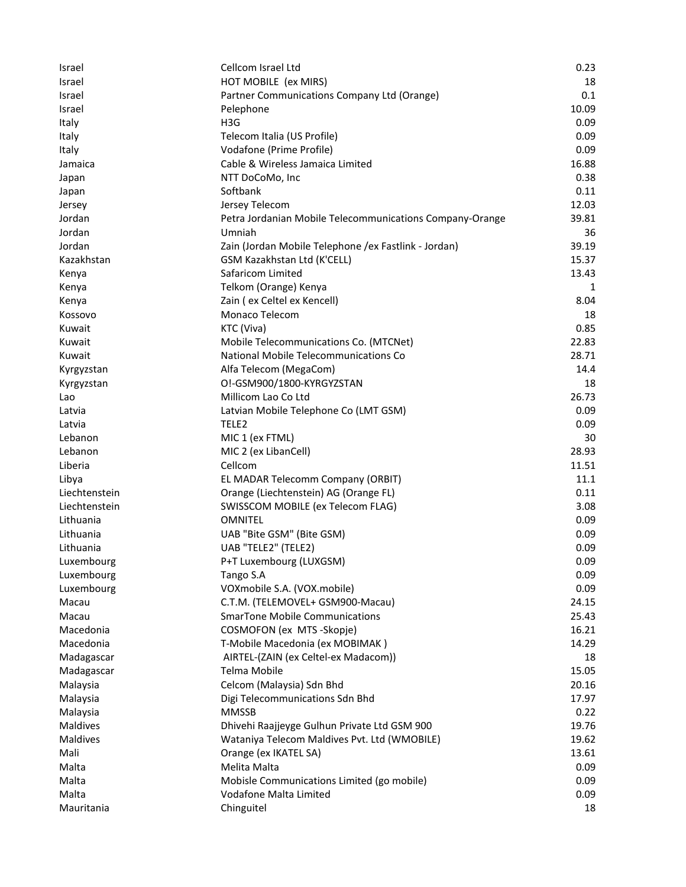| | | |
|---|---|---|
| Israel | Cellcom Israel Ltd | 0.23 |
| Israel | HOT MOBILE (ex MIRS) | 18 |
| Israel | Partner Communications Company Ltd (Orange) | 0.1 |
| Israel | Pelephone | 10.09 |
| Italy | H3G | 0.09 |
| Italy | Telecom Italia (US Profile) | 0.09 |
| Italy | Vodafone (Prime Profile) | 0.09 |
| Jamaica | Cable & Wireless Jamaica Limited | 16.88 |
| Japan | NTT DoCoMo, Inc | 0.38 |
| Japan | Softbank | 0.11 |
| Jersey | Jersey Telecom | 12.03 |
| Jordan | Petra Jordanian Mobile Telecommunications Company-Orange | 39.81 |
| Jordan | Umniah | 36 |
| Jordan | Zain (Jordan Mobile Telephone /ex Fastlink - Jordan) | 39.19 |
| Kazakhstan | GSM Kazakhstan Ltd (K'CELL) | 15.37 |
| Kenya | Safaricom Limited | 13.43 |
| Kenya | Telkom (Orange) Kenya | 1 |
| Kenya | Zain ( ex Celtel ex Kencell) | 8.04 |
| Kossovo | Monaco Telecom | 18 |
| Kuwait | KTC (Viva) | 0.85 |
| Kuwait | Mobile Telecommunications Co. (MTCNet) | 22.83 |
| Kuwait | National Mobile Telecommunications Co | 28.71 |
| Kyrgyzstan | Alfa Telecom (MegaCom) | 14.4 |
| Kyrgyzstan | O!-GSM900/1800-KYRGYZSTAN | 18 |
| Lao | Millicom Lao Co Ltd | 26.73 |
| Latvia | Latvian Mobile Telephone Co (LMT GSM) | 0.09 |
| Latvia | TELE2 | 0.09 |
| Lebanon | MIC 1 (ex FTML) | 30 |
| Lebanon | MIC 2 (ex LibanCell) | 28.93 |
| Liberia | Cellcom | 11.51 |
| Libya | EL MADAR Telecomm Company (ORBIT) | 11.1 |
| Liechtenstein | Orange (Liechtenstein) AG (Orange FL) | 0.11 |
| Liechtenstein | SWISSCOM MOBILE (ex Telecom FLAG) | 3.08 |
| Lithuania | OMNITEL | 0.09 |
| Lithuania | UAB "Bite GSM" (Bite GSM) | 0.09 |
| Lithuania | UAB "TELE2" (TELE2) | 0.09 |
| Luxembourg | P+T Luxembourg (LUXGSM) | 0.09 |
| Luxembourg | Tango S.A | 0.09 |
| Luxembourg | VOXmobile S.A. (VOX.mobile) | 0.09 |
| Macau | C.T.M. (TELEMOVEL+ GSM900-Macau) | 24.15 |
| Macau | SmarTone Mobile Communications | 25.43 |
| Macedonia | COSMOFON (ex MTS -Skopje) | 16.21 |
| Macedonia | T-Mobile Macedonia (ex MOBIMAK ) | 14.29 |
| Madagascar | AIRTEL-(ZAIN (ex Celtel-ex Madacom)) | 18 |
| Madagascar | Telma Mobile | 15.05 |
| Malaysia | Celcom (Malaysia) Sdn Bhd | 20.16 |
| Malaysia | Digi Telecommunications Sdn Bhd | 17.97 |
| Malaysia | MMSSB | 0.22 |
| Maldives | Dhivehi Raajjeyge Gulhun Private Ltd GSM 900 | 19.76 |
| Maldives | Wataniya Telecom Maldives Pvt. Ltd (WMOBILE) | 19.62 |
| Mali | Orange (ex IKATEL SA) | 13.61 |
| Malta | Melita Malta | 0.09 |
| Malta | Mobisle Communications Limited (go mobile) | 0.09 |
| Malta | Vodafone Malta Limited | 0.09 |
| Mauritania | Chinguitel | 18 |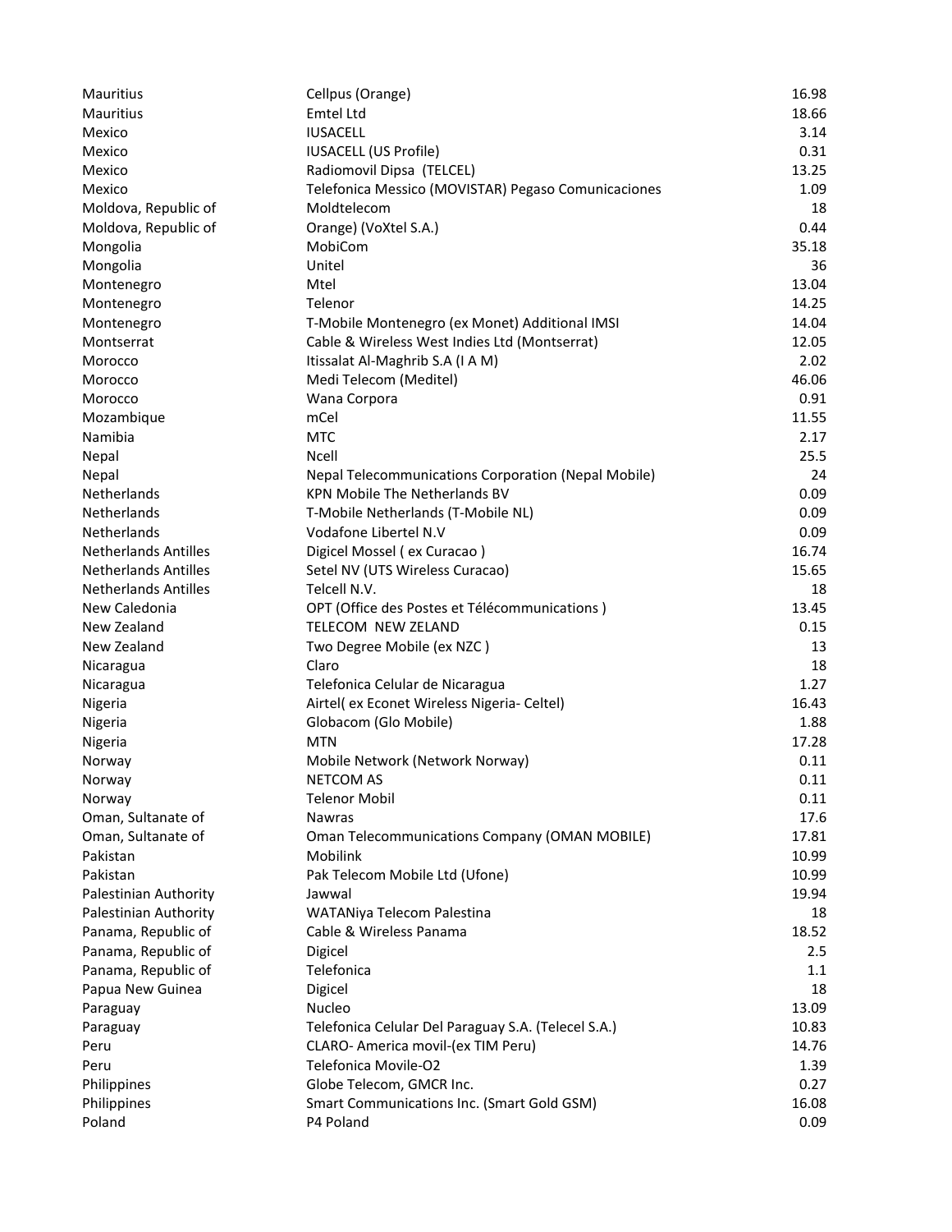| | | |
|---|---|---|
| Mauritius | Cellpus (Orange) | 16.98 |
| Mauritius | Emtel Ltd | 18.66 |
| Mexico | IUSACELL | 3.14 |
| Mexico | IUSACELL (US Profile) | 0.31 |
| Mexico | Radiomovil Dipsa (TELCEL) | 13.25 |
| Mexico | Telefonica Messico (MOVISTAR) Pegaso Comunicaciones | 1.09 |
| Moldova, Republic of | Moldtelecom | 18 |
| Moldova, Republic of | Orange) (VoXtel S.A.) | 0.44 |
| Mongolia | MobiCom | 35.18 |
| Mongolia | Unitel | 36 |
| Montenegro | Mtel | 13.04 |
| Montenegro | Telenor | 14.25 |
| Montenegro | T-Mobile Montenegro (ex Monet) Additional IMSI | 14.04 |
| Montserrat | Cable & Wireless West Indies Ltd (Montserrat) | 12.05 |
| Morocco | Itissalat Al-Maghrib S.A (I A M) | 2.02 |
| Morocco | Medi Telecom (Meditel) | 46.06 |
| Morocco | Wana Corpora | 0.91 |
| Mozambique | mCel | 11.55 |
| Namibia | MTC | 2.17 |
| Nepal | Ncell | 25.5 |
| Nepal | Nepal Telecommunications Corporation (Nepal Mobile) | 24 |
| Netherlands | KPN Mobile The Netherlands BV | 0.09 |
| Netherlands | T-Mobile Netherlands (T-Mobile NL) | 0.09 |
| Netherlands | Vodafone Libertel N.V | 0.09 |
| Netherlands Antilles | Digicel Mossel ( ex Curacao ) | 16.74 |
| Netherlands Antilles | Setel NV (UTS Wireless Curacao) | 15.65 |
| Netherlands Antilles | Telcell N.V. | 18 |
| New Caledonia | OPT (Office des Postes et Télécommunications ) | 13.45 |
| New Zealand | TELECOM NEW ZELAND | 0.15 |
| New Zealand | Two Degree Mobile (ex NZC ) | 13 |
| Nicaragua | Claro | 18 |
| Nicaragua | Telefonica Celular de Nicaragua | 1.27 |
| Nigeria | Airtel( ex Econet Wireless Nigeria- Celtel) | 16.43 |
| Nigeria | Globacom (Glo Mobile) | 1.88 |
| Nigeria | MTN | 17.28 |
| Norway | Mobile Network (Network Norway) | 0.11 |
| Norway | NETCOM AS | 0.11 |
| Norway | Telenor Mobil | 0.11 |
| Oman, Sultanate of | Nawras | 17.6 |
| Oman, Sultanate of | Oman Telecommunications Company (OMAN MOBILE) | 17.81 |
| Pakistan | Mobilink | 10.99 |
| Pakistan | Pak Telecom Mobile Ltd (Ufone) | 10.99 |
| Palestinian Authority | Jawwal | 19.94 |
| Palestinian Authority | WATANiya Telecom Palestina | 18 |
| Panama, Republic of | Cable & Wireless Panama | 18.52 |
| Panama, Republic of | Digicel | 2.5 |
| Panama, Republic of | Telefonica | 1.1 |
| Papua New Guinea | Digicel | 18 |
| Paraguay | Nucleo | 13.09 |
| Paraguay | Telefonica Celular Del Paraguay S.A. (Telecel S.A.) | 10.83 |
| Peru | CLARO- America movil-(ex TIM Peru) | 14.76 |
| Peru | Telefonica Movile-O2 | 1.39 |
| Philippines | Globe Telecom, GMCR Inc. | 0.27 |
| Philippines | Smart Communications Inc. (Smart Gold GSM) | 16.08 |
| Poland | P4 Poland | 0.09 |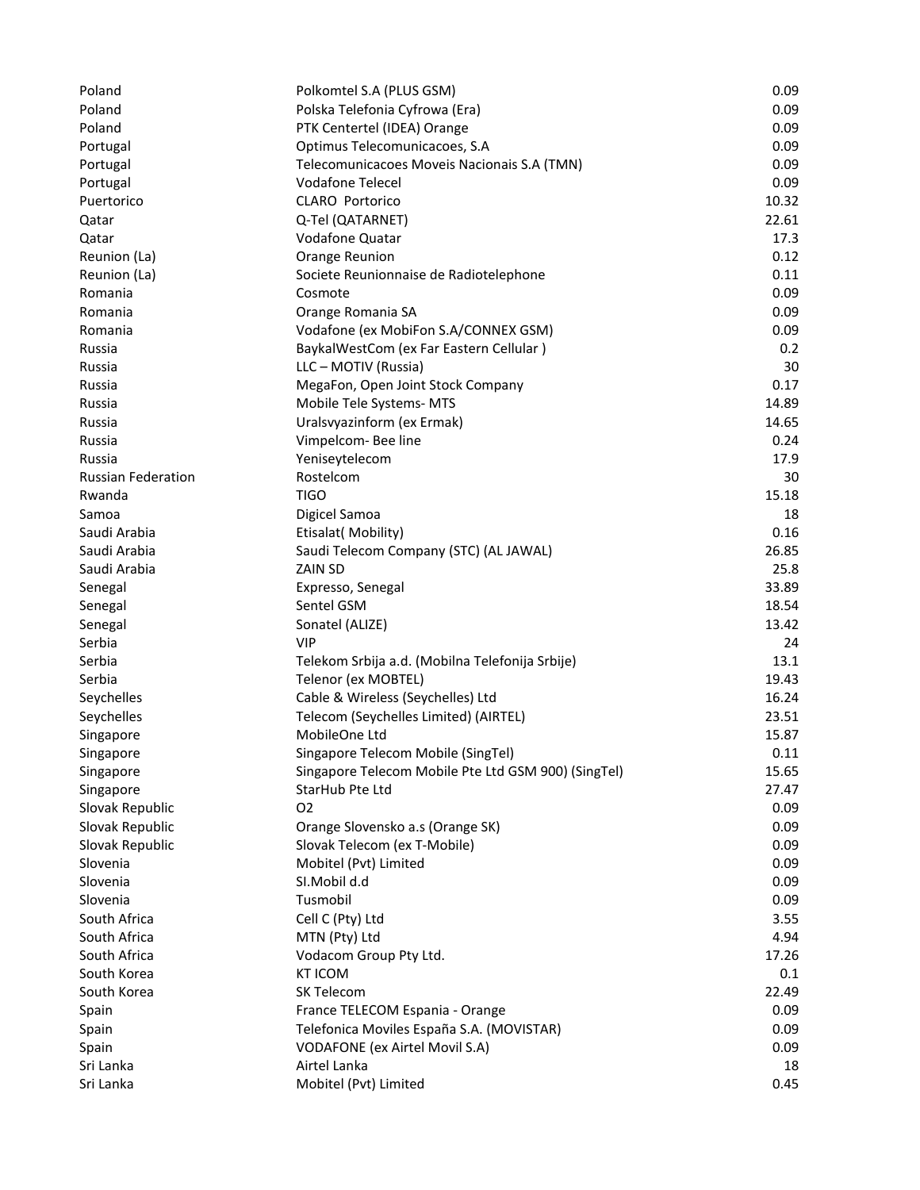| | | |
|---|---|---|
| Poland | Polkomtel S.A (PLUS GSM) | 0.09 |
| Poland | Polska Telefonia Cyfrowa (Era) | 0.09 |
| Poland | PTK Centertel (IDEA) Orange | 0.09 |
| Portugal | Optimus Telecomunicacoes, S.A | 0.09 |
| Portugal | Telecomunicacoes Moveis Nacionais S.A (TMN) | 0.09 |
| Portugal | Vodafone Telecel | 0.09 |
| Puertorico | CLARO Portorico | 10.32 |
| Qatar | Q-Tel (QATARNET) | 22.61 |
| Qatar | Vodafone Quatar | 17.3 |
| Reunion (La) | Orange Reunion | 0.12 |
| Reunion (La) | Societe Reunionnaise de Radiotelephone | 0.11 |
| Romania | Cosmote | 0.09 |
| Romania | Orange Romania SA | 0.09 |
| Romania | Vodafone (ex MobiFon S.A/CONNEX GSM) | 0.09 |
| Russia | BaykalWestCom (ex Far Eastern Cellular ) | 0.2 |
| Russia | LLC – MOTIV (Russia) | 30 |
| Russia | MegaFon, Open Joint Stock Company | 0.17 |
| Russia | Mobile Tele Systems- MTS | 14.89 |
| Russia | Uralsvyazinform (ex Ermak) | 14.65 |
| Russia | Vimpelcom- Bee line | 0.24 |
| Russia | Yeniseytelecom | 17.9 |
| Russian Federation | Rostelcom | 30 |
| Rwanda | TIGO | 15.18 |
| Samoa | Digicel Samoa | 18 |
| Saudi Arabia | Etisalat( Mobility) | 0.16 |
| Saudi Arabia | Saudi Telecom Company (STC) (AL JAWAL) | 26.85 |
| Saudi Arabia | ZAIN SD | 25.8 |
| Senegal | Expresso, Senegal | 33.89 |
| Senegal | Sentel GSM | 18.54 |
| Senegal | Sonatel (ALIZE) | 13.42 |
| Serbia | VIP | 24 |
| Serbia | Telekom Srbija a.d. (Mobilna Telefonija Srbije) | 13.1 |
| Serbia | Telenor (ex MOBTEL) | 19.43 |
| Seychelles | Cable & Wireless (Seychelles) Ltd | 16.24 |
| Seychelles | Telecom (Seychelles Limited) (AIRTEL) | 23.51 |
| Singapore | MobileOne Ltd | 15.87 |
| Singapore | Singapore Telecom Mobile (SingTel) | 0.11 |
| Singapore | Singapore Telecom Mobile Pte Ltd GSM 900) (SingTel) | 15.65 |
| Singapore | StarHub Pte Ltd | 27.47 |
| Slovak Republic | O2 | 0.09 |
| Slovak Republic | Orange Slovensko a.s (Orange SK) | 0.09 |
| Slovak Republic | Slovak Telecom (ex T-Mobile) | 0.09 |
| Slovenia | Mobitel (Pvt) Limited | 0.09 |
| Slovenia | SI.Mobil d.d | 0.09 |
| Slovenia | Tusmobil | 0.09 |
| South Africa | Cell C (Pty) Ltd | 3.55 |
| South Africa | MTN (Pty) Ltd | 4.94 |
| South Africa | Vodacom Group Pty Ltd. | 17.26 |
| South Korea | KT ICOM | 0.1 |
| South Korea | SK Telecom | 22.49 |
| Spain | France TELECOM Espania - Orange | 0.09 |
| Spain | Telefonica Moviles España S.A. (MOVISTAR) | 0.09 |
| Spain | VODAFONE (ex Airtel Movil S.A) | 0.09 |
| Sri Lanka | Airtel Lanka | 18 |
| Sri Lanka | Mobitel (Pvt) Limited | 0.45 |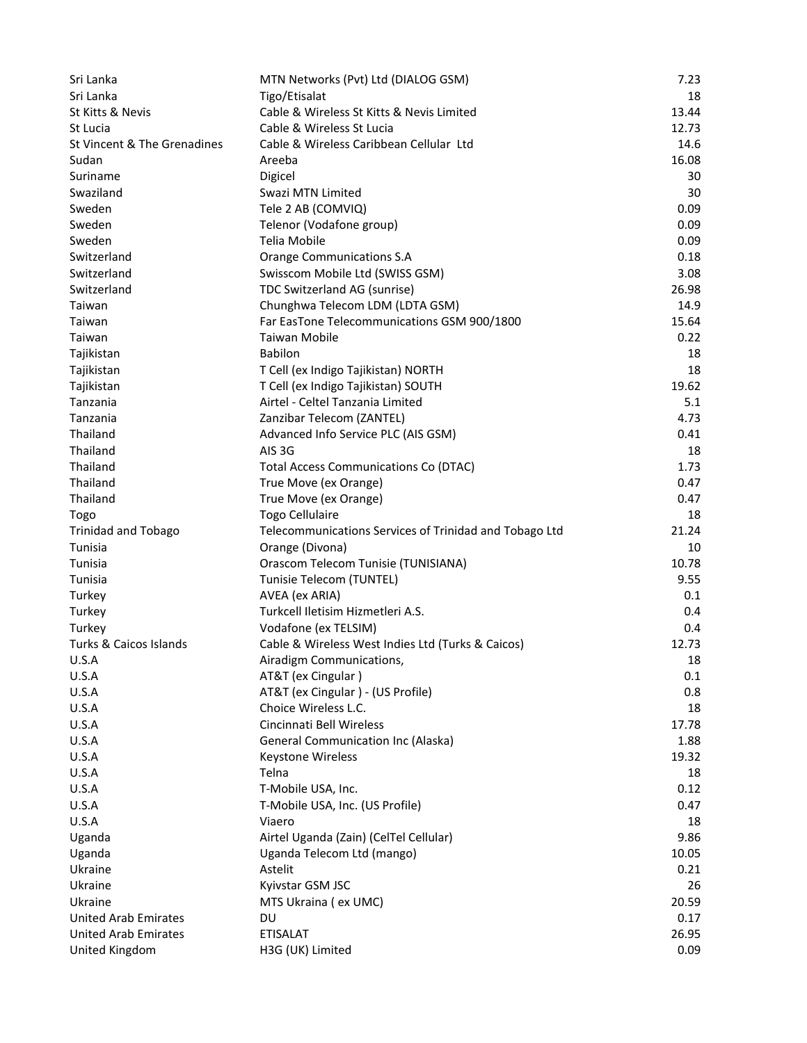| | | |
|---|---|---|
| Sri Lanka | MTN Networks (Pvt) Ltd (DIALOG GSM) | 7.23 |
| Sri Lanka | Tigo/Etisalat | 18 |
| St Kitts & Nevis | Cable & Wireless St Kitts & Nevis Limited | 13.44 |
| St Lucia | Cable & Wireless St Lucia | 12.73 |
| St Vincent & The Grenadines | Cable & Wireless Caribbean Cellular Ltd | 14.6 |
| Sudan | Areeba | 16.08 |
| Suriname | Digicel | 30 |
| Swaziland | Swazi MTN Limited | 30 |
| Sweden | Tele 2 AB (COMVIQ) | 0.09 |
| Sweden | Telenor (Vodafone group) | 0.09 |
| Sweden | Telia Mobile | 0.09 |
| Switzerland | Orange Communications S.A | 0.18 |
| Switzerland | Swisscom Mobile Ltd (SWISS GSM) | 3.08 |
| Switzerland | TDC Switzerland AG (sunrise) | 26.98 |
| Taiwan | Chunghwa Telecom LDM (LDTA GSM) | 14.9 |
| Taiwan | Far EasTone Telecommunications GSM 900/1800 | 15.64 |
| Taiwan | Taiwan Mobile | 0.22 |
| Tajikistan | Babilon | 18 |
| Tajikistan | T Cell (ex Indigo Tajikistan) NORTH | 18 |
| Tajikistan | T Cell (ex Indigo Tajikistan) SOUTH | 19.62 |
| Tanzania | Airtel - Celtel Tanzania Limited | 5.1 |
| Tanzania | Zanzibar Telecom (ZANTEL) | 4.73 |
| Thailand | Advanced Info Service PLC (AIS GSM) | 0.41 |
| Thailand | AIS 3G | 18 |
| Thailand | Total Access Communications Co (DTAC) | 1.73 |
| Thailand | True Move (ex Orange) | 0.47 |
| Thailand | True Move (ex Orange) | 0.47 |
| Togo | Togo Cellulaire | 18 |
| Trinidad and Tobago | Telecommunications Services of Trinidad and Tobago Ltd | 21.24 |
| Tunisia | Orange (Divona) | 10 |
| Tunisia | Orascom Telecom Tunisie (TUNISIANA) | 10.78 |
| Tunisia | Tunisie Telecom (TUNTEL) | 9.55 |
| Turkey | AVEA (ex ARIA) | 0.1 |
| Turkey | Turkcell Iletisim Hizmetleri A.S. | 0.4 |
| Turkey | Vodafone (ex TELSIM) | 0.4 |
| Turks & Caicos Islands | Cable & Wireless West Indies Ltd (Turks & Caicos) | 12.73 |
| U.S.A | Airadigm Communications, | 18 |
| U.S.A | AT&T (ex Cingular ) | 0.1 |
| U.S.A | AT&T (ex Cingular ) - (US Profile) | 0.8 |
| U.S.A | Choice Wireless L.C. | 18 |
| U.S.A | Cincinnati Bell Wireless | 17.78 |
| U.S.A | General Communication Inc (Alaska) | 1.88 |
| U.S.A | Keystone Wireless | 19.32 |
| U.S.A | Telna | 18 |
| U.S.A | T-Mobile USA, Inc. | 0.12 |
| U.S.A | T-Mobile USA, Inc. (US Profile) | 0.47 |
| U.S.A | Viaero | 18 |
| Uganda | Airtel Uganda (Zain) (CelTel Cellular) | 9.86 |
| Uganda | Uganda Telecom Ltd (mango) | 10.05 |
| Ukraine | Astelit | 0.21 |
| Ukraine | Kyivstar GSM JSC | 26 |
| Ukraine | MTS Ukraina ( ex UMC) | 20.59 |
| United Arab Emirates | DU | 0.17 |
| United Arab Emirates | ETISALAT | 26.95 |
| United Kingdom | H3G (UK) Limited | 0.09 |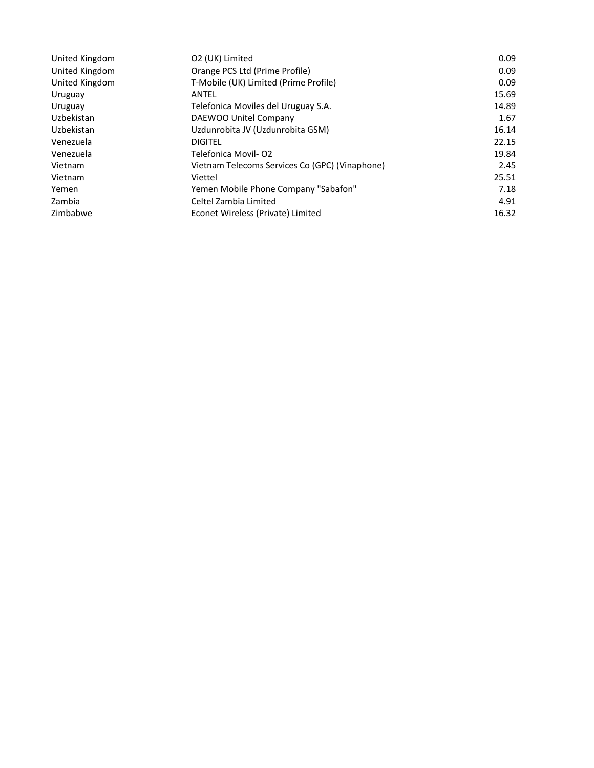| | | |
|---|---|---|
| United Kingdom | O2 (UK) Limited | 0.09 |
| United Kingdom | Orange PCS Ltd (Prime Profile) | 0.09 |
| United Kingdom | T-Mobile (UK) Limited (Prime Profile) | 0.09 |
| Uruguay | ANTEL | 15.69 |
| Uruguay | Telefonica Moviles del Uruguay S.A. | 14.89 |
| Uzbekistan | DAEWOO Unitel Company | 1.67 |
| Uzbekistan | Uzdunrobita JV (Uzdunrobita GSM) | 16.14 |
| Venezuela | DIGITEL | 22.15 |
| Venezuela | Telefonica Movil- O2 | 19.84 |
| Vietnam | Vietnam Telecoms Services Co (GPC) (Vinaphone) | 2.45 |
| Vietnam | Viettel | 25.51 |
| Yemen | Yemen Mobile Phone Company "Sabafon" | 7.18 |
| Zambia | Celtel Zambia Limited | 4.91 |
| Zimbabwe | Econet Wireless (Private) Limited | 16.32 |